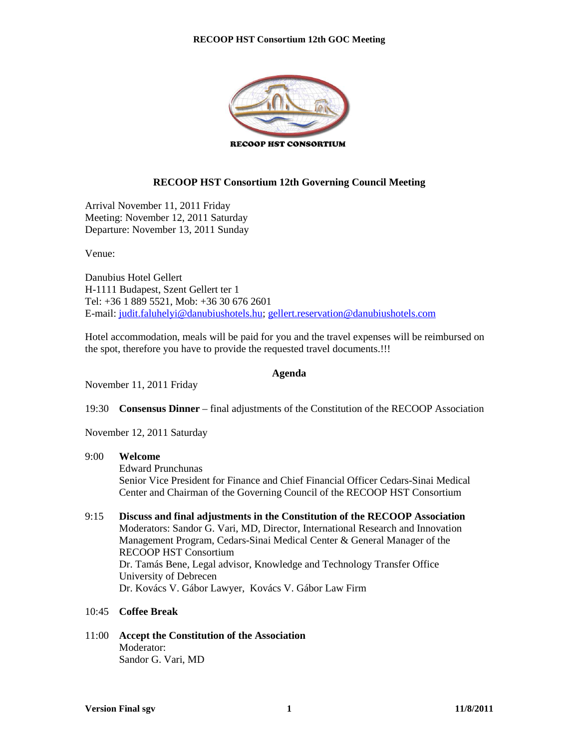RECOOP HST CONSORTIUM

# RECOOP HST Consortium 12th Governing Council Meeting

Arrival November 11, 2011 Friday
Meeting: November 12, 2011 Saturday
Departure: November 13, 2011 Sunday

Venue:

Danubius Hotel Gellert
H-1111 Budapest, Szent Gellert ter 1
Tel: +36 1 889 5521, Mob: +36 30 676 2601
E-mail: judit.faluhelyi@danubiushotels.hu; gellert.reservation@danubiushotels.com

Hotel accommodation, meals will be paid for you and the travel expenses will be reimbursed on the spot, therefore you have to provide the requested travel documents.!!!

## Agenda

November 11, 2011 Friday

19:30 **Consensus Dinner** – final adjustments of the Constitution of the RECOOP Association

November 12, 2011 Saturday

9:00 **Welcome**
Edward Prunchunas
Senior Vice President for Finance and Chief Financial Officer Cedars-Sinai Medical Center and Chairman of the Governing Council of the RECOOP HST Consortium

9:15 **Discuss and final adjustments in the Constitution of the RECOOP Association**
Moderators: Sandor G. Vari, MD, Director, International Research and Innovation Management Program, Cedars-Sinai Medical Center & General Manager of the RECOOP HST Consortium
Dr. Tamás Bene, Legal advisor, Knowledge and Technology Transfer Office University of Debrecen
Dr. Kovács V. Gábor Lawyer, Kovács V. Gábor Law Firm

10:45 **Coffee Break**

11:00 **Accept the Constitution of the Association**
Moderator:
Sandor G. Vari, MD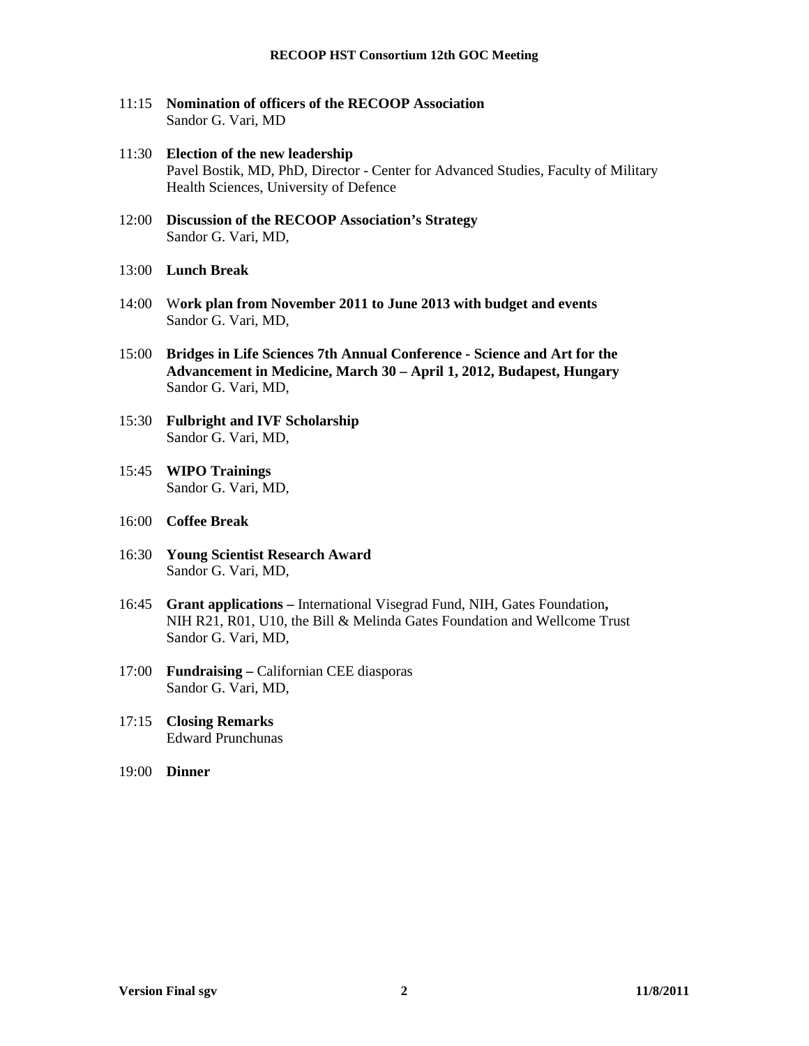11:15 **Nomination of officers of the RECOOP Association**
Sandor G. Vari, MD

11:30 **Election of the new leadership**
Pavel Bostik, MD, PhD, Director - Center for Advanced Studies, Faculty of Military Health Sciences, University of Defence

12:00 **Discussion of the RECOOP Association's Strategy**
Sandor G. Vari, MD,

13:00 **Lunch Break**

14:00 W**ork plan from November 2011 to June 2013 with budget and events**
Sandor G. Vari, MD,

15:00 **Bridges in Life Sciences 7th Annual Conference - Science and Art for the Advancement in Medicine, March 30 – April 1, 2012, Budapest, Hungary**
Sandor G. Vari, MD,

15:30 **Fulbright and IVF Scholarship**
Sandor G. Vari, MD,

15:45 **WIPO Trainings**
Sandor G. Vari, MD,

16:00 **Coffee Break**

16:30 **Young Scientist Research Award**
Sandor G. Vari, MD,

16:45 **Grant applications –** International Visegrad Fund, NIH, Gates Foundation**,** NIH R21, R01, U10, the Bill & Melinda Gates Foundation and Wellcome Trust
Sandor G. Vari, MD,

17:00 **Fundraising –** Californian CEE diasporas
Sandor G. Vari, MD,

17:15 **Closing Remarks**
Edward Prunchunas

19:00 **Dinner**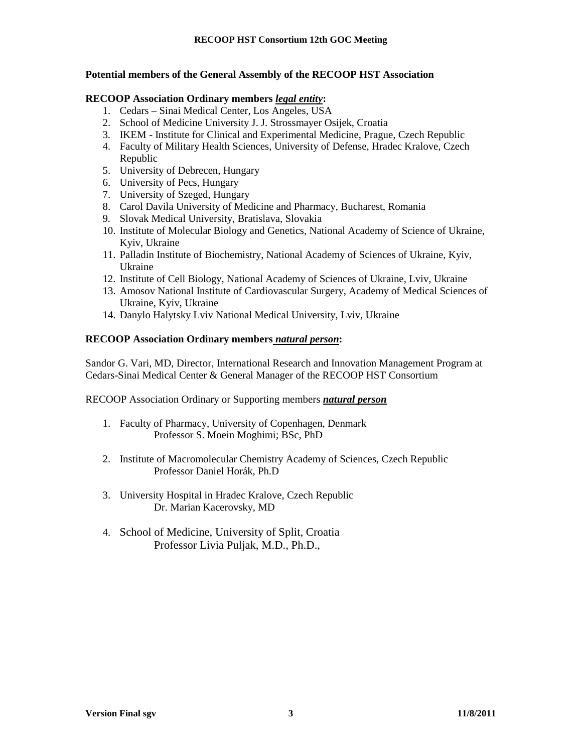**Potential members of the General Assembly of the RECOOP HST Association**

**RECOOP Association Ordinary members *legal entity*:**

1. Cedars – Sinai Medical Center, Los Angeles, USA
2. School of Medicine University J. J. Strossmayer Osijek, Croatia
3. IKEM - Institute for Clinical and Experimental Medicine, Prague, Czech Republic
4. Faculty of Military Health Sciences, University of Defense, Hradec Kralove, Czech Republic
5. University of Debrecen, Hungary
6. University of Pecs, Hungary
7. University of Szeged, Hungary
8. Carol Davila University of Medicine and Pharmacy, Bucharest, Romania
9. Slovak Medical University, Bratislava, Slovakia
10. Institute of Molecular Biology and Genetics, National Academy of Science of Ukraine, Kyiv, Ukraine
11. Palladin Institute of Biochemistry, National Academy of Sciences of Ukraine, Kyiv, Ukraine
12. Institute of Cell Biology, National Academy of Sciences of Ukraine, Lviv, Ukraine
13. Amosov National Institute of Cardiovascular Surgery, Academy of Medical Sciences of Ukraine, Kyiv, Ukraine
14. Danylo Halytsky Lviv National Medical University, Lviv, Ukraine

**RECOOP Association Ordinary members *natural person*:**

Sandor G. Vari, MD, Director, International Research and Innovation Management Program at Cedars-Sinai Medical Center & General Manager of the RECOOP HST Consortium

RECOOP Association Ordinary or Supporting members ***natural person***

1. Faculty of Pharmacy, University of Copenhagen, Denmark
   Professor S. Moein Moghimi; BSc, PhD

2. Institute of Macromolecular Chemistry Academy of Sciences, Czech Republic
   Professor Daniel Horák, Ph.D

3. University Hospital in Hradec Kralove, Czech Republic
   Dr. Marian Kacerovsky, MD

4. School of Medicine, University of Split, Croatia
   Professor Livia Puljak, M.D., Ph.D.,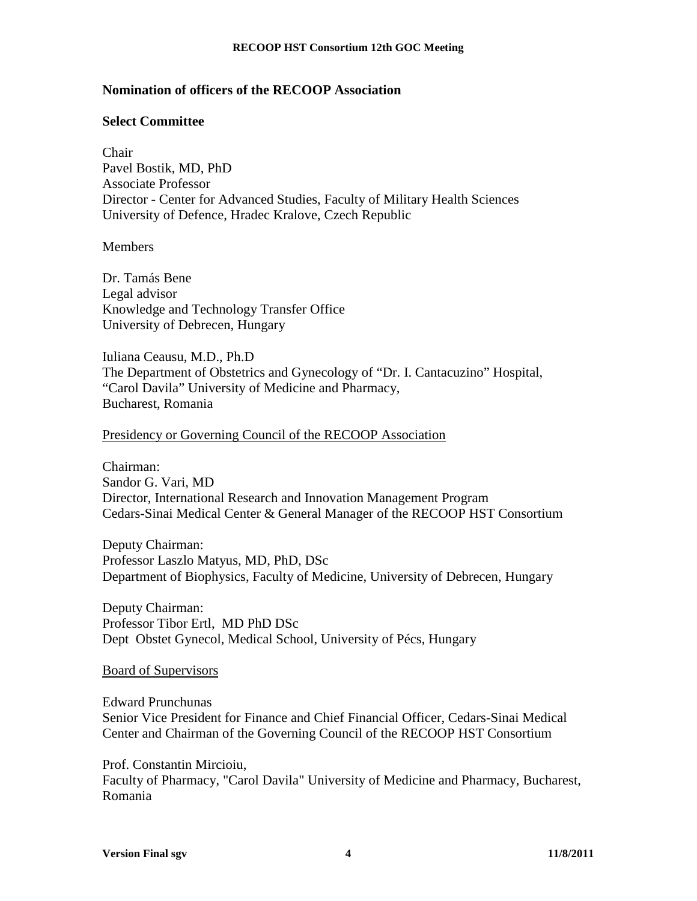**Nomination of officers of the RECOOP Association**

**Select Committee**

Chair
Pavel Bostik, MD, PhD
Associate Professor
Director - Center for Advanced Studies, Faculty of Military Health Sciences
University of Defence, Hradec Kralove, Czech Republic

Members

Dr. Tamás Bene
Legal advisor
Knowledge and Technology Transfer Office
University of Debrecen, Hungary

Iuliana Ceausu, M.D., Ph.D
The Department of Obstetrics and Gynecology of "Dr. I. Cantacuzino" Hospital,
"Carol Davila" University of Medicine and Pharmacy,
Bucharest, Romania

Presidency or Governing Council of the RECOOP Association

Chairman:
Sandor G. Vari, MD
Director, International Research and Innovation Management Program
Cedars-Sinai Medical Center & General Manager of the RECOOP HST Consortium

Deputy Chairman:
Professor Laszlo Matyus, MD, PhD, DSc
Department of Biophysics, Faculty of Medicine, University of Debrecen, Hungary

Deputy Chairman:
Professor Tibor Ertl, MD PhD DSc
Dept Obstet Gynecol, Medical School, University of Pécs, Hungary

Board of Supervisors

Edward Prunchunas
Senior Vice President for Finance and Chief Financial Officer, Cedars-Sinai Medical Center and Chairman of the Governing Council of the RECOOP HST Consortium

Prof. Constantin Mircioiu,
Faculty of Pharmacy, "Carol Davila" University of Medicine and Pharmacy, Bucharest, Romania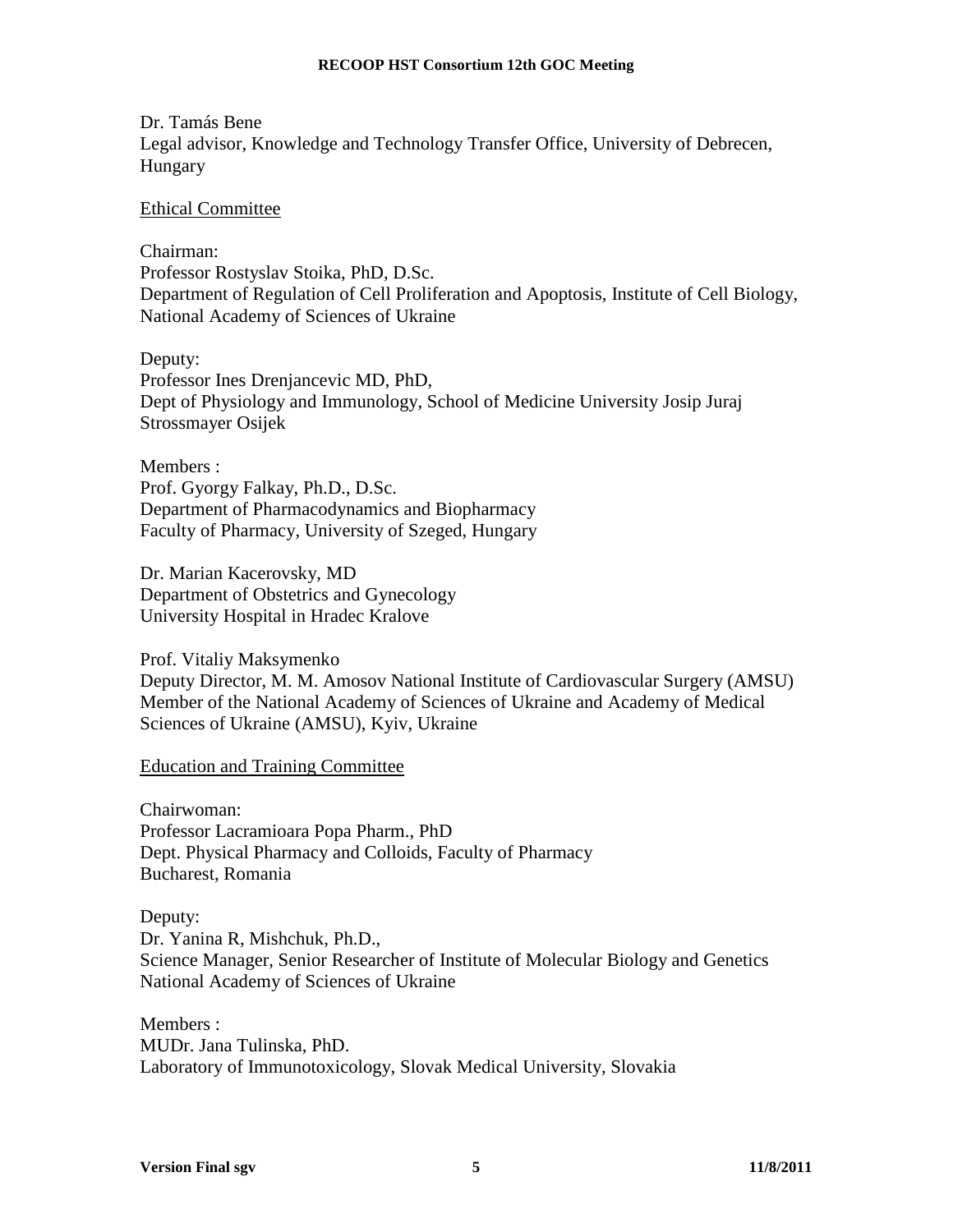Dr. Tamás Bene
Legal advisor, Knowledge and Technology Transfer Office, University of Debrecen, Hungary

Ethical Committee

Chairman:
Professor Rostyslav Stoika, PhD, D.Sc.
Department of Regulation of Cell Proliferation and Apoptosis, Institute of Cell Biology, National Academy of Sciences of Ukraine

Deputy:
Professor Ines Drenjancevic MD, PhD,
Dept of Physiology and Immunology, School of Medicine University Josip Juraj Strossmayer Osijek

Members :
Prof. Gyorgy Falkay, Ph.D., D.Sc.
Department of Pharmacodynamics and Biopharmacy
Faculty of Pharmacy, University of Szeged, Hungary

Dr. Marian Kacerovsky, MD
Department of Obstetrics and Gynecology
University Hospital in Hradec Kralove

Prof. Vitaliy Maksymenko
Deputy Director, M. M. Amosov National Institute of Cardiovascular Surgery (AMSU)
Member of the National Academy of Sciences of Ukraine and Academy of Medical Sciences of Ukraine (AMSU), Kyiv, Ukraine

Education and Training Committee

Chairwoman:
Professor Lacramioara Popa Pharm., PhD
Dept. Physical Pharmacy and Colloids, Faculty of Pharmacy
Bucharest, Romania

Deputy:
Dr. Yanina R, Mishchuk, Ph.D.,
Science Manager, Senior Researcher of Institute of Molecular Biology and Genetics
National Academy of Sciences of Ukraine

Members :
MUDr. Jana Tulinska, PhD.
Laboratory of Immunotoxicology, Slovak Medical University, Slovakia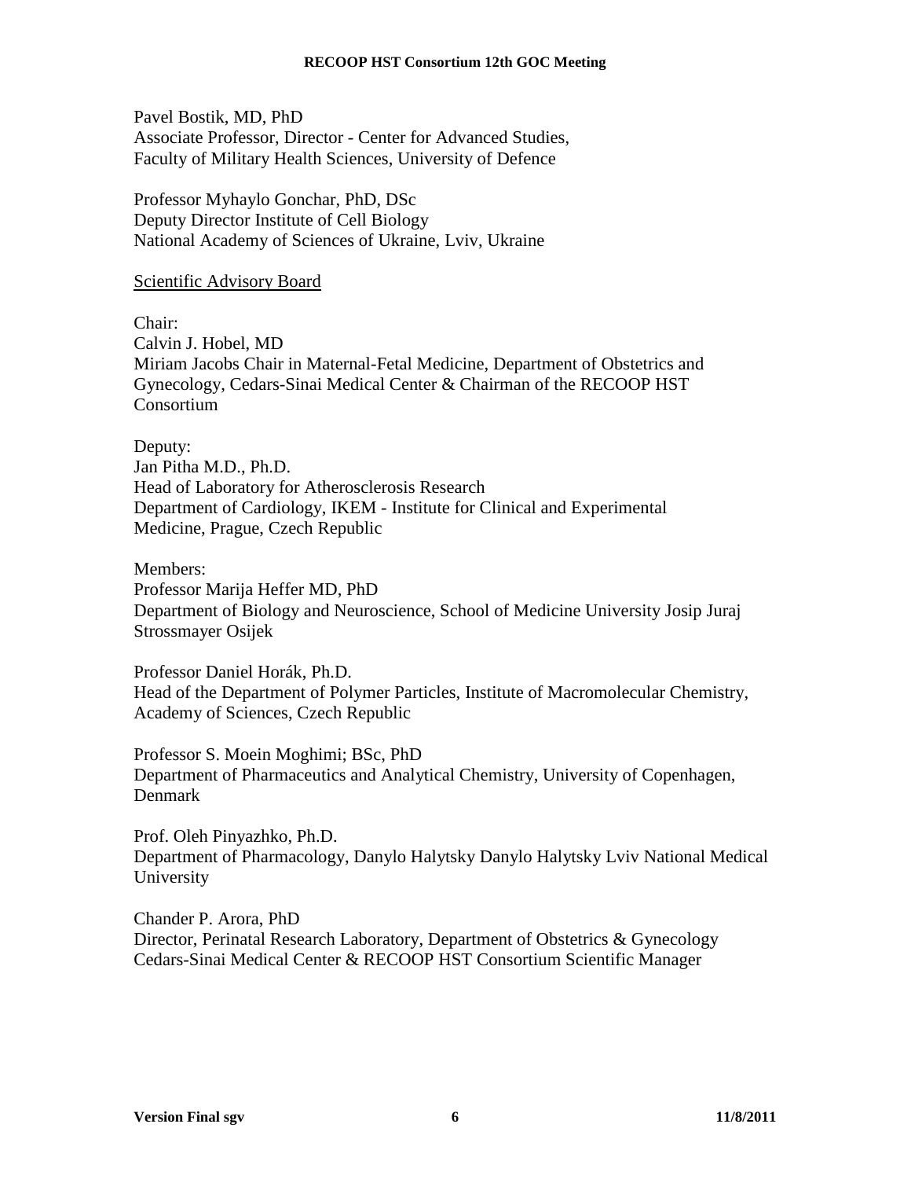Pavel Bostik, MD, PhD
Associate Professor, Director - Center for Advanced Studies,
Faculty of Military Health Sciences, University of Defence

Professor Myhaylo Gonchar, PhD, DSc
Deputy Director Institute of Cell Biology
National Academy of Sciences of Ukraine, Lviv, Ukraine

<u>Scientific Advisory Board</u>

Chair:
Calvin J. Hobel, MD
Miriam Jacobs Chair in Maternal-Fetal Medicine, Department of Obstetrics and Gynecology, Cedars-Sinai Medical Center & Chairman of the RECOOP HST Consortium

Deputy:
Jan Pitha M.D., Ph.D.
Head of Laboratory for Atherosclerosis Research
Department of Cardiology, IKEM - Institute for Clinical and Experimental Medicine, Prague, Czech Republic

Members:
Professor Marija Heffer MD, PhD
Department of Biology and Neuroscience, School of Medicine University Josip Juraj Strossmayer Osijek

Professor Daniel Horák, Ph.D.
Head of the Department of Polymer Particles, Institute of Macromolecular Chemistry, Academy of Sciences, Czech Republic

Professor S. Moein Moghimi; BSc, PhD
Department of Pharmaceutics and Analytical Chemistry, University of Copenhagen, Denmark

Prof. Oleh Pinyazhko, Ph.D.
Department of Pharmacology, Danylo Halytsky Danylo Halytsky Lviv National Medical University

Chander P. Arora, PhD
Director, Perinatal Research Laboratory, Department of Obstetrics & Gynecology
Cedars-Sinai Medical Center & RECOOP HST Consortium Scientific Manager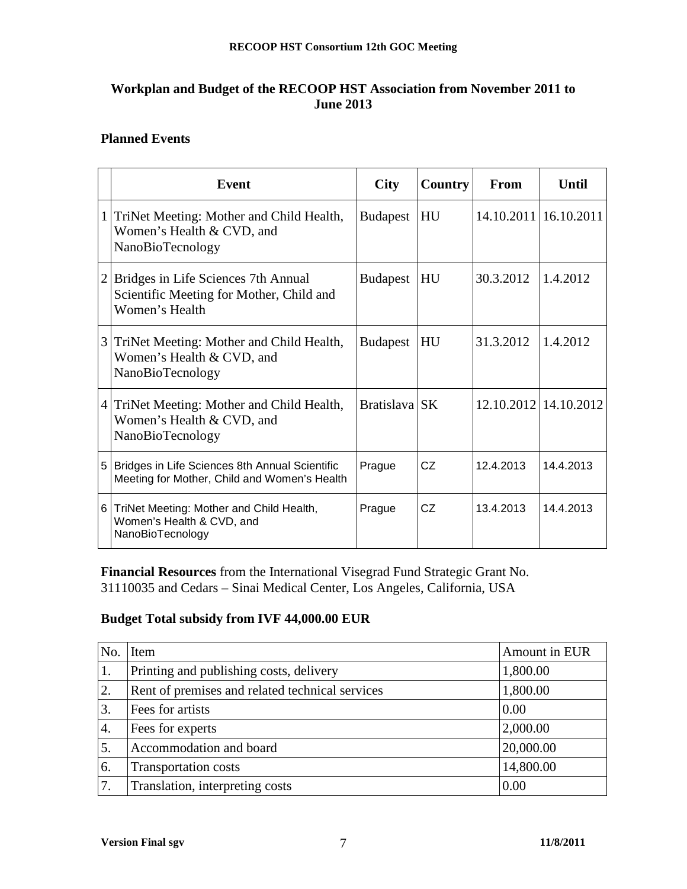## Workplan and Budget of the RECOOP HST Association from November 2011 to June 2013

### Planned Events

| | Event | City | Country | From | Until |
|---|---|---|---|---|---|
| 1 | TriNet Meeting: Mother and Child Health, Women's Health & CVD, and NanoBioTecnology | Budapest | HU | 14.10.2011 | 16.10.2011 |
| 2 | Bridges in Life Sciences 7th Annual Scientific Meeting for Mother, Child and Women's Health | Budapest | HU | 30.3.2012 | 1.4.2012 |
| 3 | TriNet Meeting: Mother and Child Health, Women's Health & CVD, and NanoBioTecnology | Budapest | HU | 31.3.2012 | 1.4.2012 |
| 4 | TriNet Meeting: Mother and Child Health, Women's Health & CVD, and NanoBioTecnology | Bratislava | SK | 12.10.2012 | 14.10.2012 |
| 5 | Bridges in Life Sciences 8th Annual Scientific Meeting for Mother, Child and Women's Health | Prague | CZ | 12.4.2013 | 14.4.2013 |
| 6 | TriNet Meeting: Mother and Child Health, Women's Health & CVD, and NanoBioTecnology | Prague | CZ | 13.4.2013 | 14.4.2013 |

**Financial Resources** from the International Visegrad Fund Strategic Grant No. 31110035 and Cedars – Sinai Medical Center, Los Angeles, California, USA

### Budget Total subsidy from IVF 44,000.00 EUR

| No. | Item | Amount in EUR |
|---|---|---|
| 1. | Printing and publishing costs, delivery | 1,800.00 |
| 2. | Rent of premises and related technical services | 1,800.00 |
| 3. | Fees for artists | 0.00 |
| 4. | Fees for experts | 2,000.00 |
| 5. | Accommodation and board | 20,000.00 |
| 6. | Transportation costs | 14,800.00 |
| 7. | Translation, interpreting costs | 0.00 |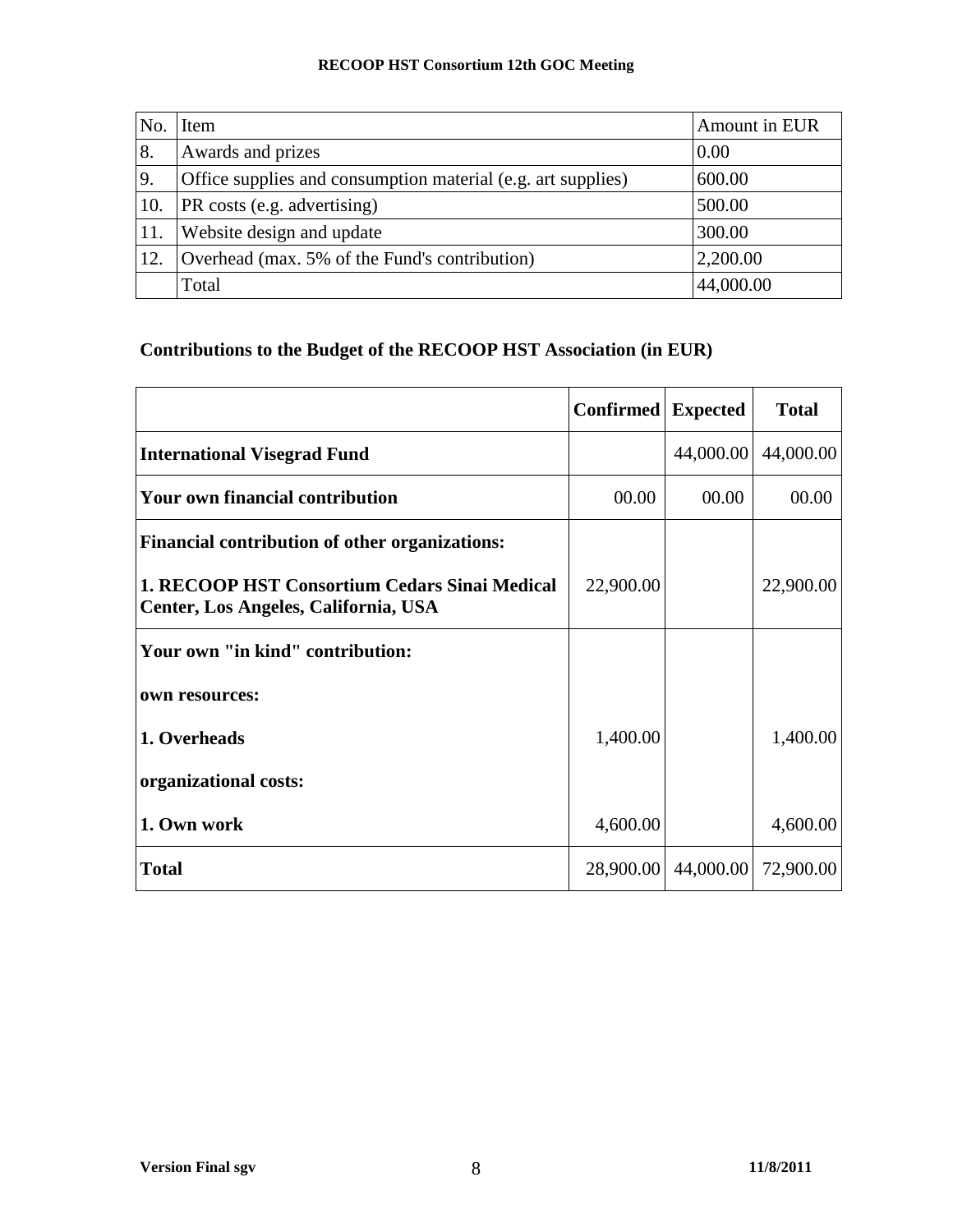| No. | Item | Amount in EUR |
|---|---|---|
| 8. | Awards and prizes | 0.00 |
| 9. | Office supplies and consumption material (e.g. art supplies) | 600.00 |
| 10. | PR costs (e.g. advertising) | 500.00 |
| 11. | Website design and update | 300.00 |
| 12. | Overhead (max. 5% of the Fund's contribution) | 2,200.00 |
| | Total | 44,000.00 |

## Contributions to the Budget of the RECOOP HST Association (in EUR)

| | Confirmed | Expected | Total |
|---|---|---|---|
| **International Visegrad Fund** | | 44,000.00 | 44,000.00 |
| **Your own financial contribution** | 00.00 | 00.00 | 00.00 |
| **Financial contribution of other organizations:** | | | |
| **1. RECOOP HST Consortium Cedars Sinai Medical Center, Los Angeles, California, USA** | 22,900.00 | | 22,900.00 |
| **Your own "in kind" contribution:** | | | |
| **own resources:** | | | |
| **1. Overheads** | 1,400.00 | | 1,400.00 |
| **organizational costs:** | | | |
| **1. Own work** | 4,600.00 | | 4,600.00 |
| **Total** | 28,900.00 | 44,000.00 | 72,900.00 |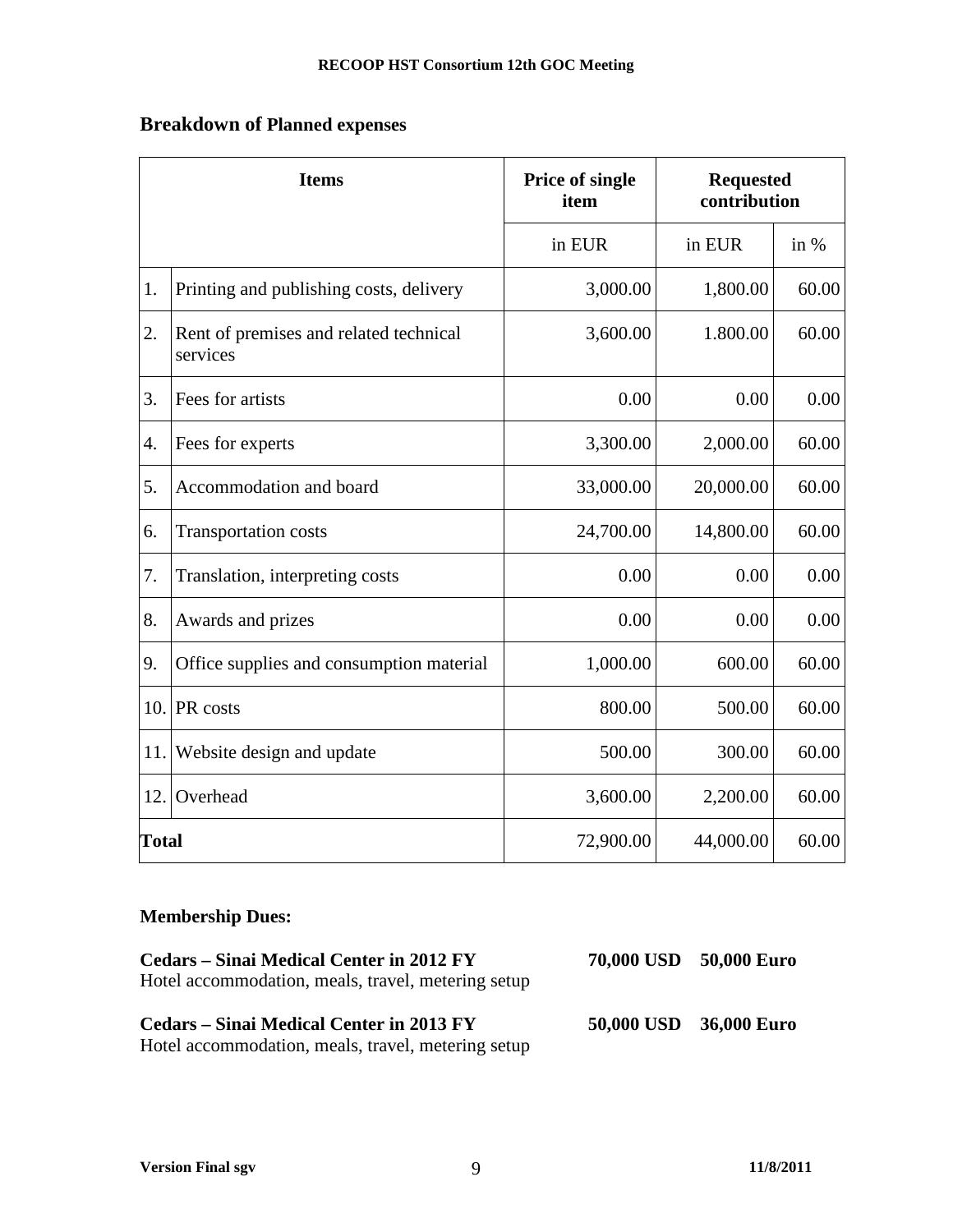## Breakdown of Planned expenses

| | Items | Price of single item | Requested contribution | |
|---|---|---|---|---|
| | | in EUR | in EUR | in % |
| 1. | Printing and publishing costs, delivery | 3,000.00 | 1,800.00 | 60.00 |
| 2. | Rent of premises and related technical services | 3,600.00 | 1.800.00 | 60.00 |
| 3. | Fees for artists | 0.00 | 0.00 | 0.00 |
| 4. | Fees for experts | 3,300.00 | 2,000.00 | 60.00 |
| 5. | Accommodation and board | 33,000.00 | 20,000.00 | 60.00 |
| 6. | Transportation costs | 24,700.00 | 14,800.00 | 60.00 |
| 7. | Translation, interpreting costs | 0.00 | 0.00 | 0.00 |
| 8. | Awards and prizes | 0.00 | 0.00 | 0.00 |
| 9. | Office supplies and consumption material | 1,000.00 | 600.00 | 60.00 |
| 10. | PR costs | 800.00 | 500.00 | 60.00 |
| 11. | Website design and update | 500.00 | 300.00 | 60.00 |
| 12. | Overhead | 3,600.00 | 2,200.00 | 60.00 |
| **Total** | | 72,900.00 | 44,000.00 | 60.00 |

### Membership Dues:

**Cedars – Sinai Medical Center in 2012 FY** **70,000 USD** **50,000 Euro**
Hotel accommodation, meals, travel, metering setup

**Cedars – Sinai Medical Center in 2013 FY** **50,000 USD** **36,000 Euro**
Hotel accommodation, meals, travel, metering setup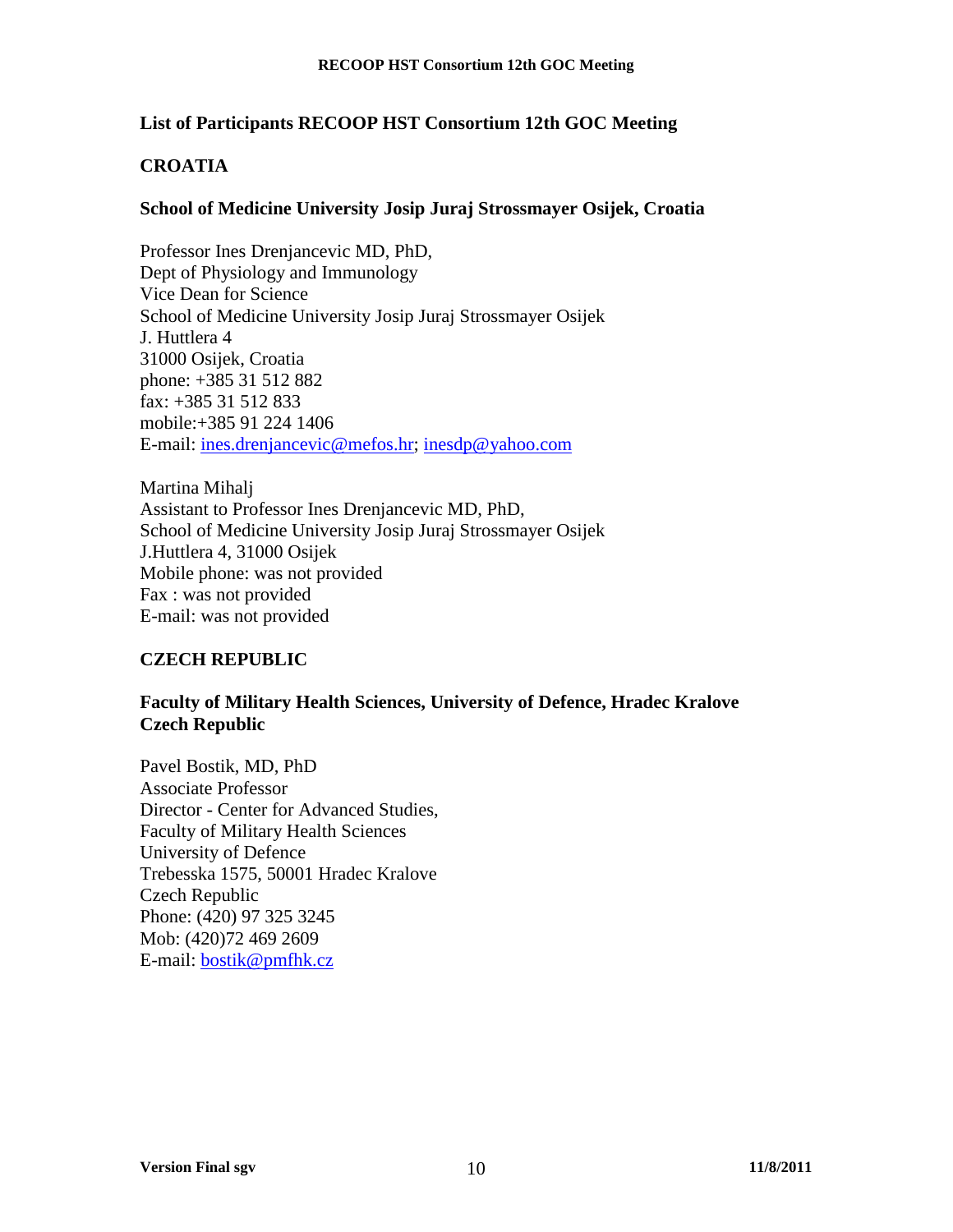## List of Participants RECOOP HST Consortium 12th GOC Meeting

### CROATIA

#### School of Medicine University Josip Juraj Strossmayer Osijek, Croatia

Professor Ines Drenjancevic MD, PhD,
Dept of Physiology and Immunology
Vice Dean for Science
School of Medicine University Josip Juraj Strossmayer Osijek
J. Huttlera 4
31000 Osijek, Croatia
phone: +385 31 512 882
fax: +385 31 512 833
mobile:+385 91 224 1406
E-mail: ines.drenjancevic@mefos.hr; inesdp@yahoo.com

Martina Mihalj
Assistant to Professor Ines Drenjancevic MD, PhD,
School of Medicine University Josip Juraj Strossmayer Osijek
J.Huttlera 4, 31000 Osijek
Mobile phone: was not provided
Fax : was not provided
E-mail: was not provided

### CZECH REPUBLIC

#### Faculty of Military Health Sciences, University of Defence, Hradec Kralove Czech Republic

Pavel Bostik, MD, PhD
Associate Professor
Director - Center for Advanced Studies,
Faculty of Military Health Sciences
University of Defence
Trebesska 1575, 50001 Hradec Kralove
Czech Republic
Phone: (420) 97 325 3245
Mob: (420)72 469 2609
E-mail: bostik@pmfhk.cz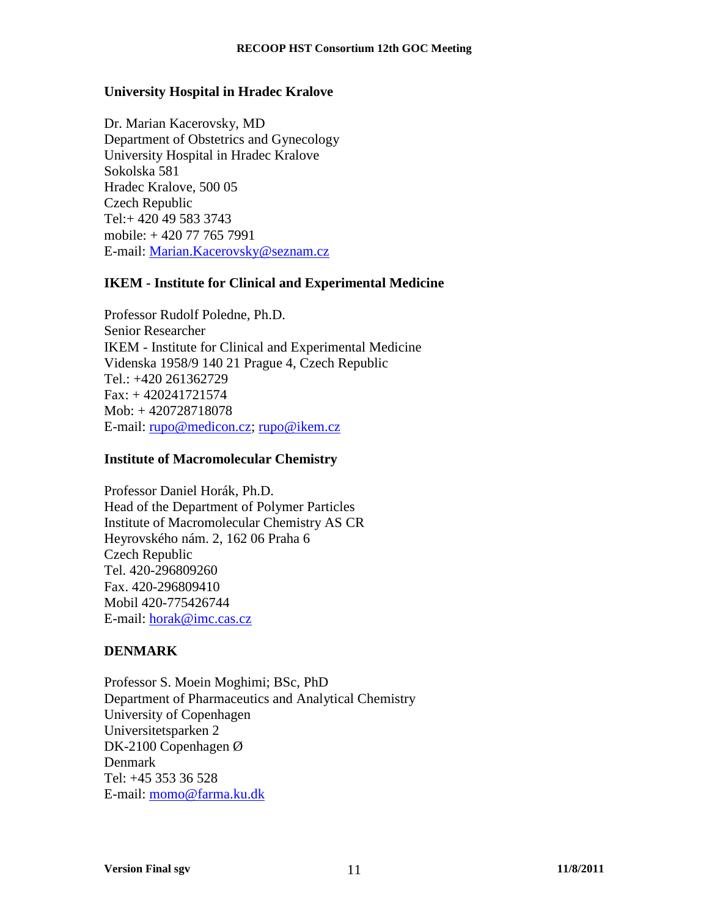**University Hospital in Hradec Kralove**

Dr. Marian Kacerovsky, MD
Department of Obstetrics and Gynecology
University Hospital in Hradec Kralove
Sokolska 581
Hradec Kralove, 500 05
Czech Republic
Tel:+ 420 49 583 3743
mobile: + 420 77 765 7991
E-mail: Marian.Kacerovsky@seznam.cz

**IKEM - Institute for Clinical and Experimental Medicine**

Professor Rudolf Poledne, Ph.D.
Senior Researcher
IKEM - Institute for Clinical and Experimental Medicine
Videnska 1958/9 140 21 Prague 4, Czech Republic
Tel.: +420 261362729
Fax: + 420241721574
Mob: + 420728718078
E-mail: rupo@medicon.cz; rupo@ikem.cz

**Institute of Macromolecular Chemistry**

Professor Daniel Horák, Ph.D.
Head of the Department of Polymer Particles
Institute of Macromolecular Chemistry AS CR
Heyrovského nám. 2, 162 06 Praha 6
Czech Republic
Tel. 420-296809260
Fax. 420-296809410
Mobil 420-775426744
E-mail: horak@imc.cas.cz

## DENMARK

Professor S. Moein Moghimi; BSc, PhD
Department of Pharmaceutics and Analytical Chemistry
University of Copenhagen
Universitetsparken 2
DK-2100 Copenhagen Ø
Denmark
Tel: +45 353 36 528
E-mail: momo@farma.ku.dk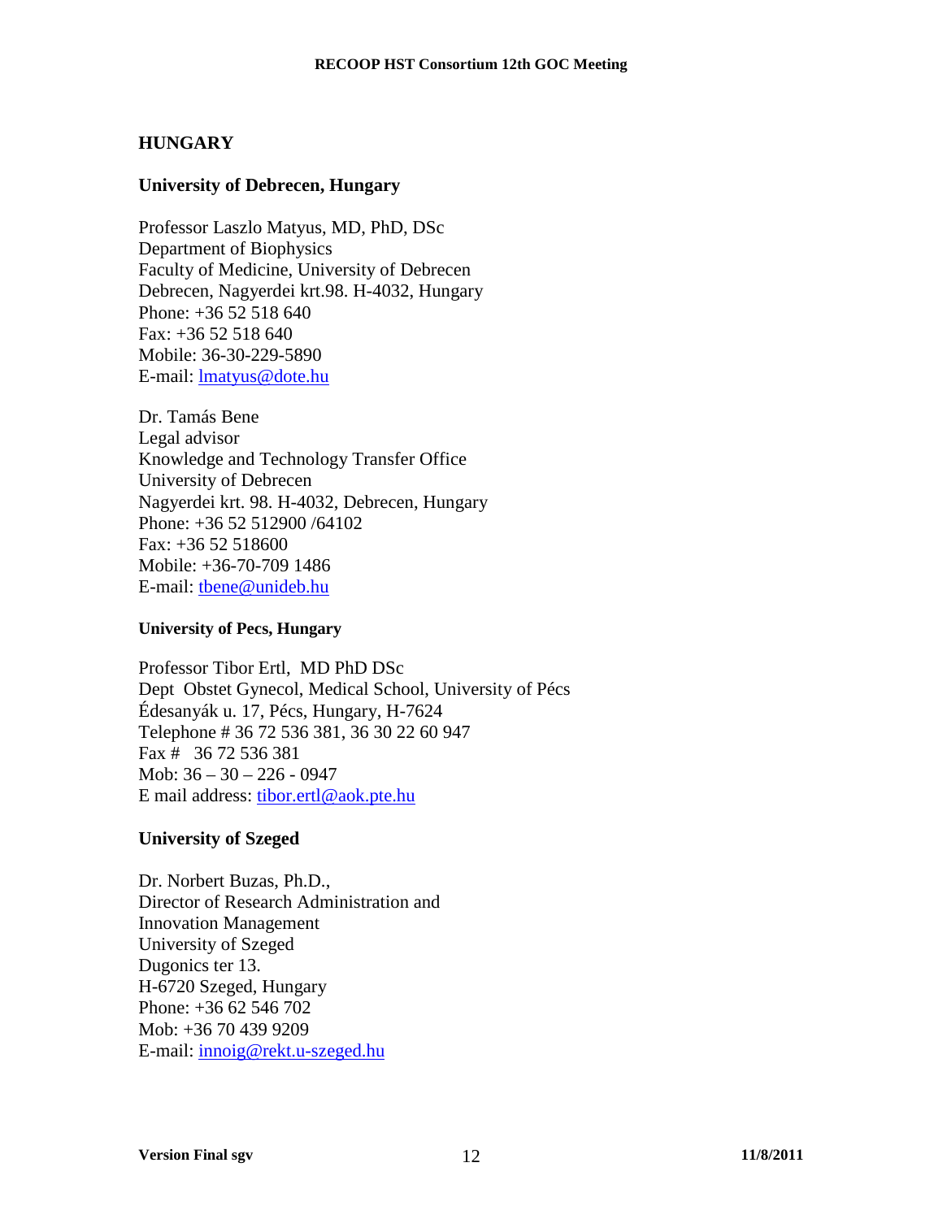## HUNGARY

### University of Debrecen, Hungary

Professor Laszlo Matyus, MD, PhD, DSc
Department of Biophysics
Faculty of Medicine, University of Debrecen
Debrecen, Nagyerdei krt.98. H-4032, Hungary
Phone: +36 52 518 640
Fax: +36 52 518 640
Mobile: 36-30-229-5890
E-mail: lmatyus@dote.hu

Dr. Tamás Bene
Legal advisor
Knowledge and Technology Transfer Office
University of Debrecen
Nagyerdei krt. 98. H-4032, Debrecen, Hungary
Phone: +36 52 512900 /64102
Fax: +36 52 518600
Mobile: +36-70-709 1486
E-mail: tbene@unideb.hu

### University of Pecs, Hungary

Professor Tibor Ertl, MD PhD DSc
Dept Obstet Gynecol, Medical School, University of Pécs
Édesanyák u. 17, Pécs, Hungary, H-7624
Telephone # 36 72 536 381, 36 30 22 60 947
Fax # 36 72 536 381
Mob: 36 – 30 – 226 - 0947
E mail address: tibor.ertl@aok.pte.hu

### University of Szeged

Dr. Norbert Buzas, Ph.D.,
Director of Research Administration and
Innovation Management
University of Szeged
Dugonics ter 13.
H-6720 Szeged, Hungary
Phone: +36 62 546 702
Mob: +36 70 439 9209
E-mail: innoig@rekt.u-szeged.hu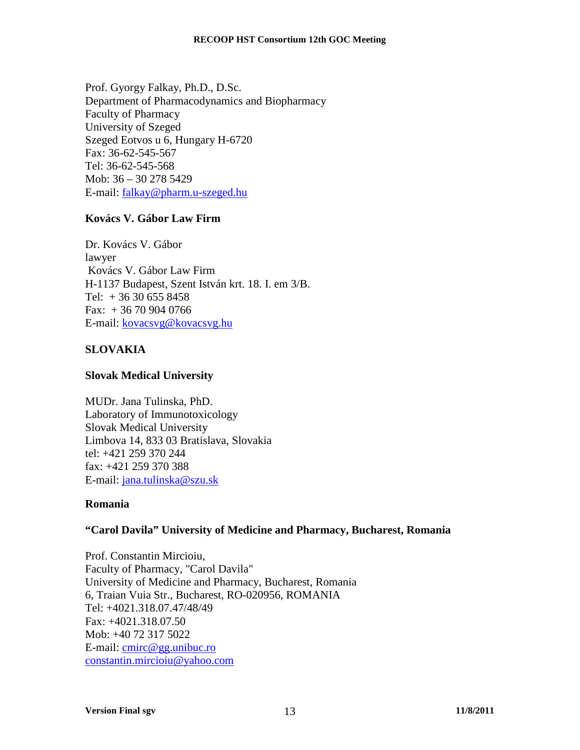Prof. Gyorgy Falkay, Ph.D., D.Sc.
Department of Pharmacodynamics and Biopharmacy
Faculty of Pharmacy
University of Szeged
Szeged Eotvos u 6, Hungary H-6720
Fax: 36-62-545-567
Tel: 36-62-545-568
Mob: 36 – 30 278 5429
E-mail: falkay@pharm.u-szeged.hu

**Kovács V. Gábor Law Firm**

Dr. Kovács V. Gábor
lawyer
Kovács V. Gábor Law Firm
H-1137 Budapest, Szent István krt. 18. I. em 3/B.
Tel: + 36 30 655 8458
Fax: + 36 70 904 0766
E-mail: kovacsvg@kovacsvg.hu

## SLOVAKIA

**Slovak Medical University**

MUDr. Jana Tulinska, PhD.
Laboratory of Immunotoxicology
Slovak Medical University
Limbova 14, 833 03 Bratislava, Slovakia
tel: +421 259 370 244
fax: +421 259 370 388
E-mail: jana.tulinska@szu.sk

## Romania

**"Carol Davila" University of Medicine and Pharmacy, Bucharest, Romania**

Prof. Constantin Mircioiu,
Faculty of Pharmacy, "Carol Davila"
University of Medicine and Pharmacy, Bucharest, Romania
6, Traian Vuia Str., Bucharest, RO-020956, ROMANIA
Tel: +4021.318.07.47/48/49
Fax: +4021.318.07.50
Mob: +40 72 317 5022
E-mail: cmirc@gg.unibuc.ro
constantin.mircioiu@yahoo.com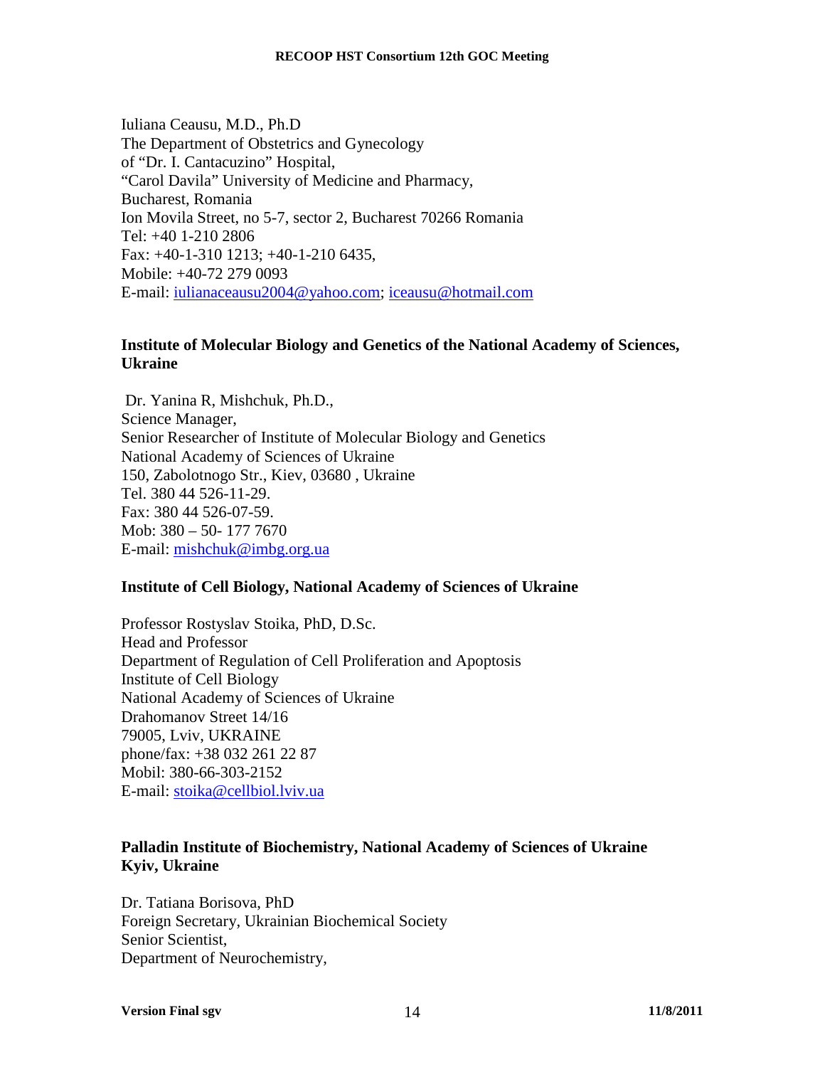Iuliana Ceausu, M.D., Ph.D
The Department of Obstetrics and Gynecology
of "Dr. I. Cantacuzino" Hospital,
"Carol Davila" University of Medicine and Pharmacy,
Bucharest, Romania
Ion Movila Street, no 5-7, sector 2, Bucharest 70266 Romania
Tel: +40 1-210 2806
Fax: +40-1-310 1213; +40-1-210 6435,
Mobile: +40-72 279 0093
E-mail: iulianaceausu2004@yahoo.com; iceausu@hotmail.com

**Institute of Molecular Biology and Genetics of the National Academy of Sciences, Ukraine**

Dr. Yanina R, Mishchuk, Ph.D.,
Science Manager,
Senior Researcher of Institute of Molecular Biology and Genetics
National Academy of Sciences of Ukraine
150, Zabolotnogo Str., Kiev, 03680 , Ukraine
Tel. 380 44 526-11-29.
Fax: 380 44 526-07-59.
Mob: 380 – 50- 177 7670
E-mail: mishchuk@imbg.org.ua

**Institute of Cell Biology, National Academy of Sciences of Ukraine**

Professor Rostyslav Stoika, PhD, D.Sc.
Head and Professor
Department of Regulation of Cell Proliferation and Apoptosis
Institute of Cell Biology
National Academy of Sciences of Ukraine
Drahomanov Street 14/16
79005, Lviv, UKRAINE
phone/fax: +38 032 261 22 87
Mobil: 380-66-303-2152
E-mail: stoika@cellbiol.lviv.ua

**Palladin Institute of Biochemistry, National Academy of Sciences of Ukraine Kyiv, Ukraine**

Dr. Tatiana Borisova, PhD
Foreign Secretary, Ukrainian Biochemical Society
Senior Scientist,
Department of Neurochemistry,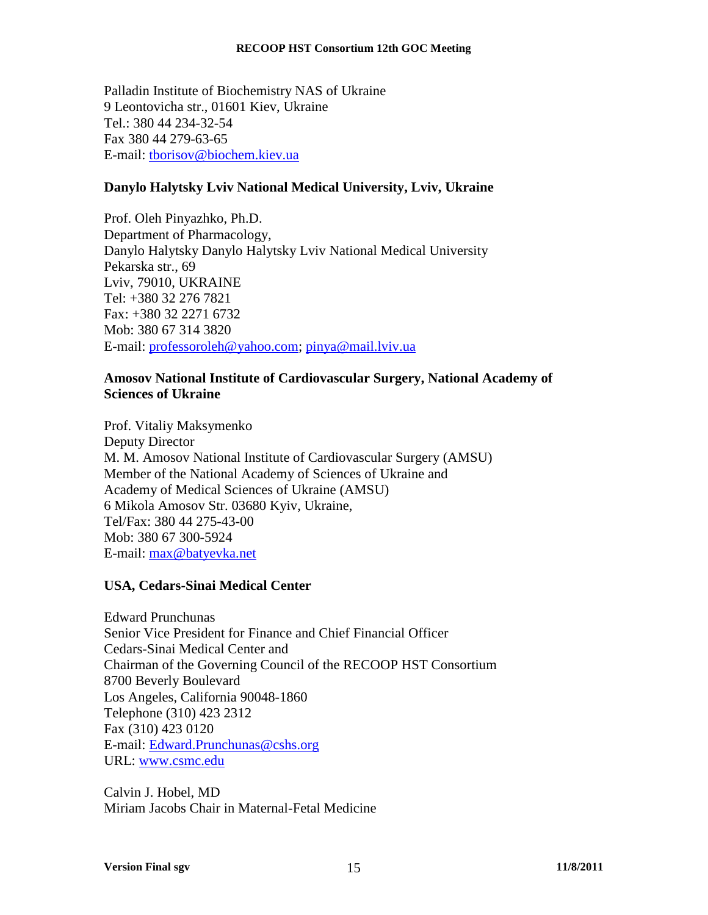Palladin Institute of Biochemistry NAS of Ukraine
9 Leontovicha str., 01601 Kiev, Ukraine
Tel.: 380 44 234-32-54
Fax 380 44 279-63-65
E-mail: tborisov@biochem.kiev.ua

**Danylo Halytsky Lviv National Medical University, Lviv, Ukraine**

Prof. Oleh Pinyazhko, Ph.D.
Department of Pharmacology,
Danylo Halytsky Danylo Halytsky Lviv National Medical University
Pekarska str., 69
Lviv, 79010, UKRAINE
Tel: +380 32 276 7821
Fax: +380 32 2271 6732
Mob: 380 67 314 3820
E-mail: professoroleh@yahoo.com; pinya@mail.lviv.ua

**Amosov National Institute of Cardiovascular Surgery, National Academy of Sciences of Ukraine**

Prof. Vitaliy Maksymenko
Deputy Director
M. M. Amosov National Institute of Cardiovascular Surgery (AMSU)
Member of the National Academy of Sciences of Ukraine and
Academy of Medical Sciences of Ukraine (AMSU)
6 Mikola Amosov Str. 03680 Kyiv, Ukraine,
Tel/Fax: 380 44 275-43-00
Mob: 380 67 300-5924
E-mail: max@batyevka.net

**USA, Cedars-Sinai Medical Center**

Edward Prunchunas
Senior Vice President for Finance and Chief Financial Officer
Cedars-Sinai Medical Center and
Chairman of the Governing Council of the RECOOP HST Consortium
8700 Beverly Boulevard
Los Angeles, California 90048-1860
Telephone (310) 423 2312
Fax (310) 423 0120
E-mail: Edward.Prunchunas@cshs.org
URL: www.csmc.edu

Calvin J. Hobel, MD
Miriam Jacobs Chair in Maternal-Fetal Medicine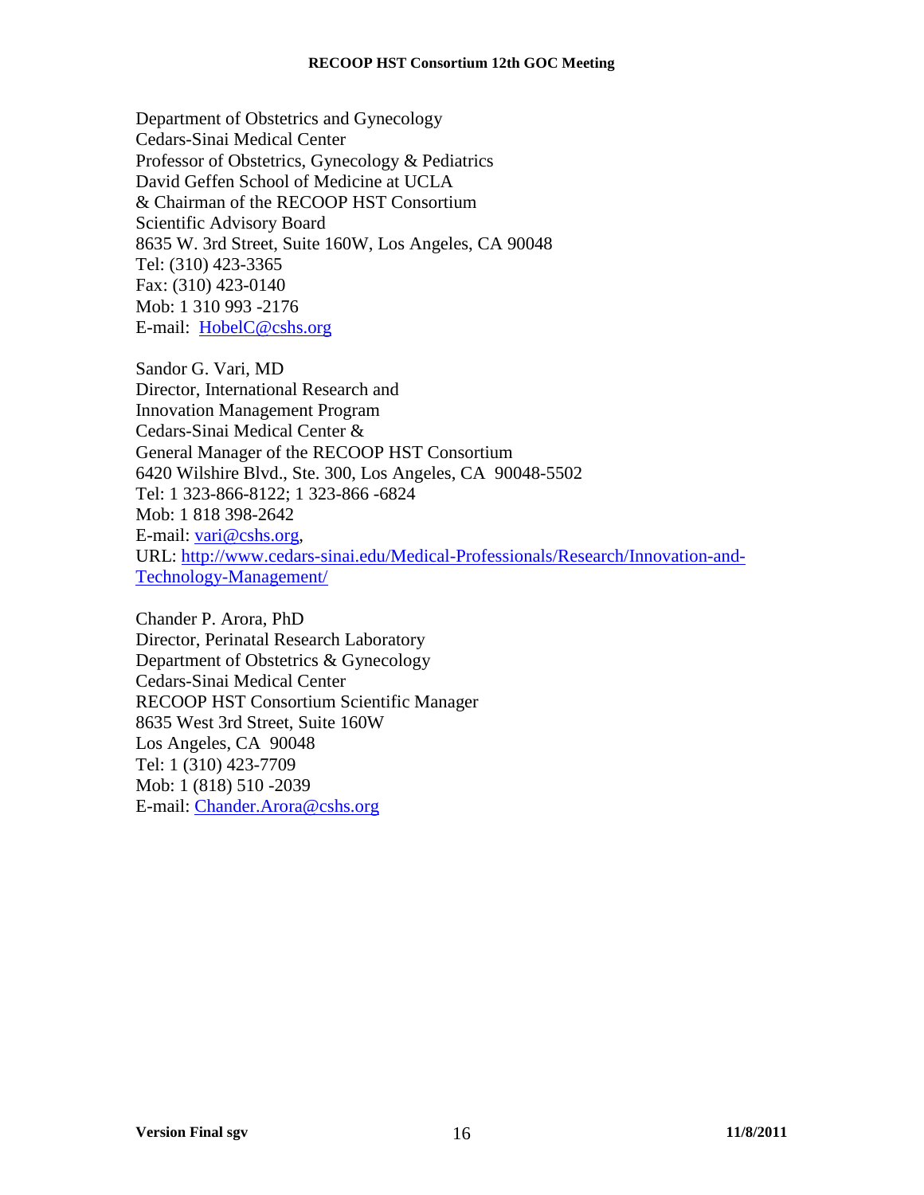Department of Obstetrics and Gynecology
Cedars-Sinai Medical Center
Professor of Obstetrics, Gynecology & Pediatrics
David Geffen School of Medicine at UCLA
& Chairman of the RECOOP HST Consortium
Scientific Advisory Board
8635 W. 3rd Street, Suite 160W, Los Angeles, CA 90048
Tel: (310) 423-3365
Fax: (310) 423-0140
Mob: 1 310 993 -2176
E-mail: HobelC@cshs.org

Sandor G. Vari, MD
Director, International Research and
Innovation Management Program
Cedars-Sinai Medical Center &
General Manager of the RECOOP HST Consortium
6420 Wilshire Blvd., Ste. 300, Los Angeles, CA 90048-5502
Tel: 1 323-866-8122; 1 323-866 -6824
Mob: 1 818 398-2642
E-mail: vari@cshs.org,
URL: http://www.cedars-sinai.edu/Medical-Professionals/Research/Innovation-and-Technology-Management/

Chander P. Arora, PhD
Director, Perinatal Research Laboratory
Department of Obstetrics & Gynecology
Cedars-Sinai Medical Center
RECOOP HST Consortium Scientific Manager
8635 West 3rd Street, Suite 160W
Los Angeles, CA 90048
Tel: 1 (310) 423-7709
Mob: 1 (818) 510 -2039
E-mail: Chander.Arora@cshs.org